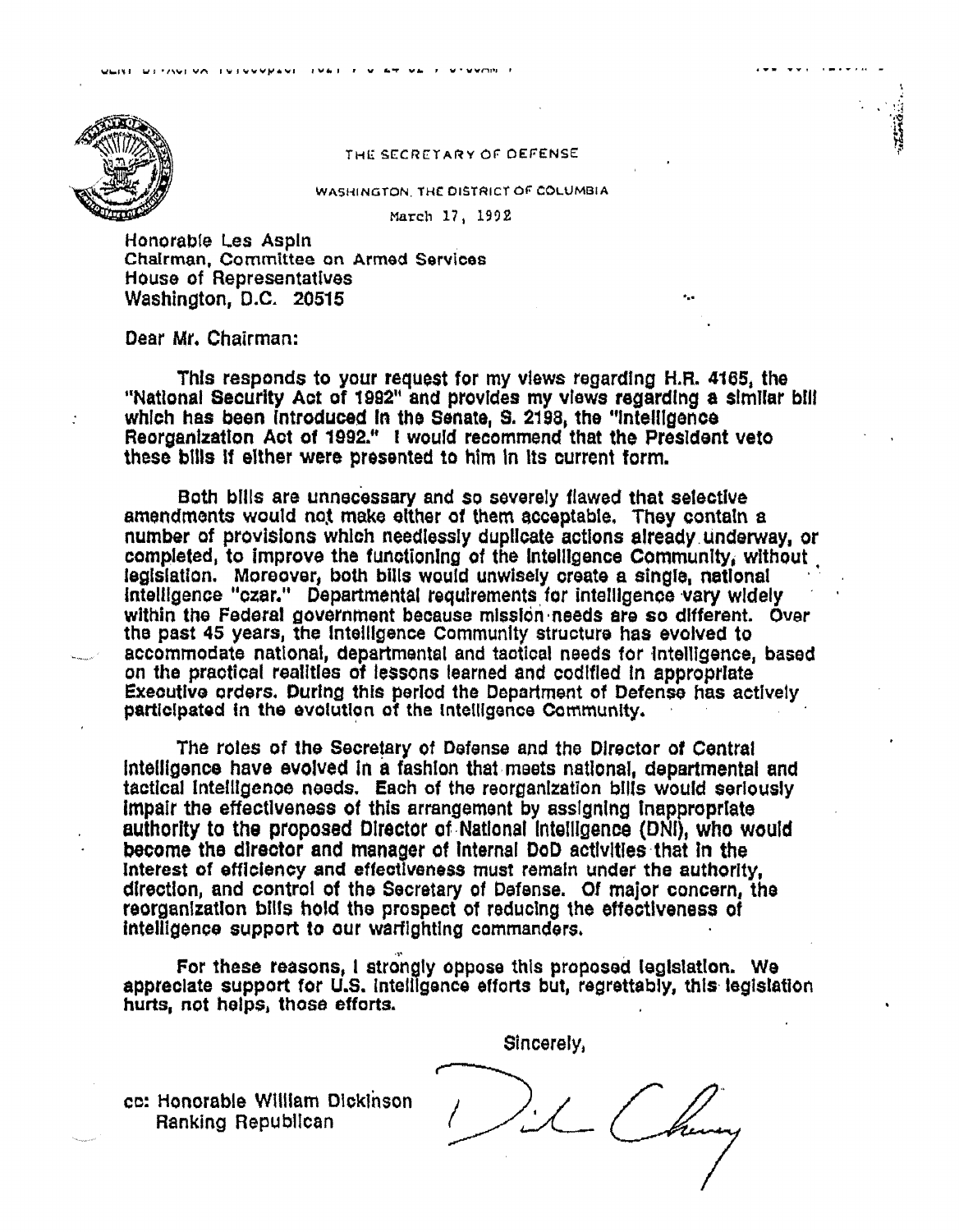THE SECRETARY OF DEFENSE

WASHINGTON, THE DISTRICT OF COLUMBIA

March 17, 1992

Honorable Les Aspin
Chairman, Committee on Armed Services
House of Representatives
Washington, D.C. 20515

Dear Mr. Chairman:

This responds to your request for my views regarding H.R. 4165, the "National Security Act of 1992" and provides my views regarding a similar bill which has been introduced in the Senate, S. 2198, the "Intelligence Reorganization Act of 1992." I would recommend that the President veto these bills if either were presented to him in its current form.

Both bills are unnecessary and so severely flawed that selective amendments would not make either of them acceptable. They contain a number of provisions which needlessly duplicate actions already underway, or completed, to improve the functioning of the Intelligence Community, without legislation. Moreover, both bills would unwisely create a single, national intelligence "czar." Departmental requirements for intelligence vary widely within the Federal government because mission needs are so different. Over the past 45 years, the Intelligence Community structure has evolved to accommodate national, departmental and tactical needs for intelligence, based on the practical realities of lessons learned and codified in appropriate Executive orders. During this period the Department of Defense has actively participated in the evolution of the Intelligence Community.

The roles of the Secretary of Defense and the Director of Central Intelligence have evolved in a fashion that meets national, departmental and tactical intelligence needs. Each of the reorganization bills would seriously impair the effectiveness of this arrangement by assigning inappropriate authority to the proposed Director of National Intelligence (DNI), who would become the director and manager of internal DoD activities that in the interest of efficiency and effectiveness must remain under the authority, direction, and control of the Secretary of Defense. Of major concern, the reorganization bills hold the prospect of reducing the effectiveness of intelligence support to our warfighting commanders.

For these reasons, I strongly oppose this proposed legislation. We appreciate support for U.S. intelligence efforts but, regrettably, this legislation hurts, not helps, those efforts.

Sincerely,

Dick Cheney

cc: Honorable William Dickinson
Ranking Republican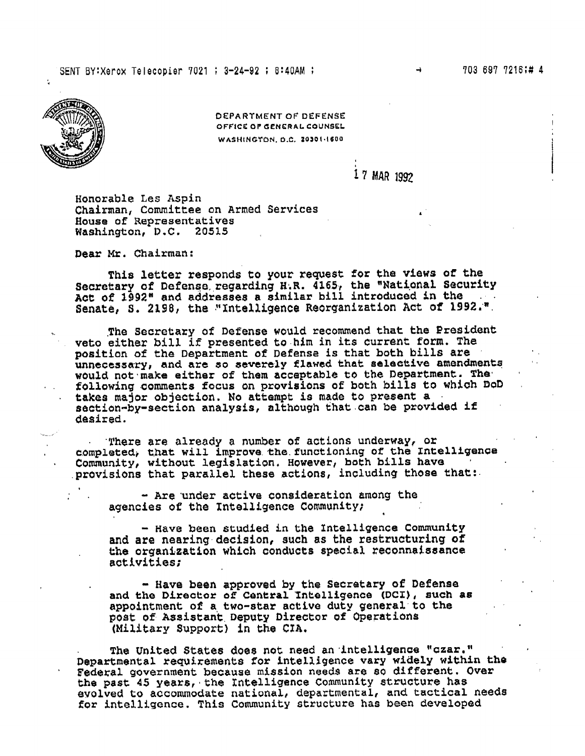DEPARTMENT OF DEFENSE
OFFICE OF GENERAL COUNSEL
WASHINGTON, D.C. 20301-1600

17 MAR 1992

Honorable Les Aspin
Chairman, Committee on Armed Services
House of Representatives
Washington, D.C. 20515

Dear Mr. Chairman:

This letter responds to your request for the views of the Secretary of Defense regarding H.R. 4165, the "National Security Act of 1992" and addresses a similar bill introduced in the Senate, S. 2198, the "Intelligence Reorganization Act of 1992.".

The Secretary of Defense would recommend that the President veto either bill if presented to him in its current form. The position of the Department of Defense is that both bills are unnecessary, and are so severely flawed that selective amendments would not make either of them acceptable to the Department. The following comments focus on provisions of both bills to which DoD takes major objection. No attempt is made to present a section-by-section analysis, although that can be provided if desired.

There are already a number of actions underway, or completed, that will improve the functioning of the Intelligence Community, without legislation. However, both bills have provisions that parallel these actions, including those that:

- Are under active consideration among the agencies of the Intelligence Community;

- Have been studied in the Intelligence Community and are nearing decision, such as the restructuring of the organization which conducts special reconnaissance activities;

- Have been approved by the Secretary of Defense and the Director of Central Intelligence (DCI), such as appointment of a two-star active duty general to the post of Assistant Deputy Director of Operations (Military Support) in the CIA.

The United States does not need an intelligence "czar." Departmental requirements for intelligence vary widely within the Federal government because mission needs are so different. Over the past 45 years, the Intelligence Community structure has evolved to accommodate national, departmental, and tactical needs for intelligence. This Community structure has been developed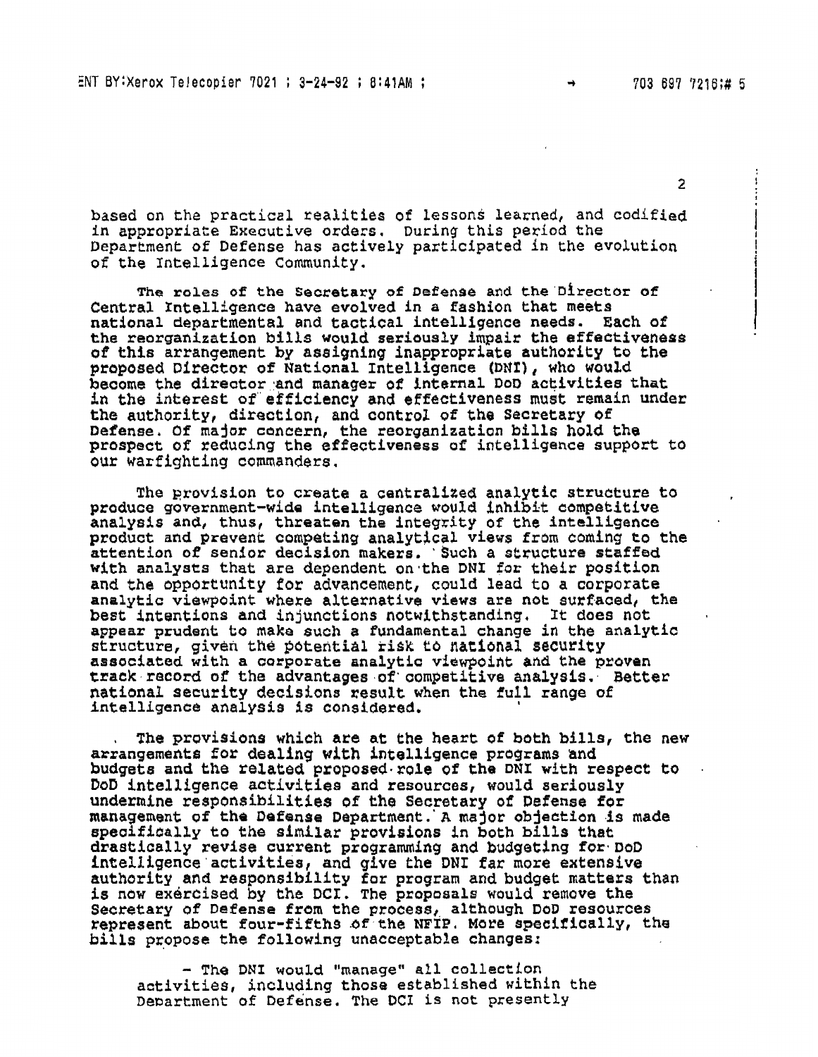based on the practical realities of lessons learned, and codified in appropriate Executive orders. During this period the Department of Defense has actively participated in the evolution of the Intelligence Community.

The roles of the Secretary of Defense and the Director of Central Intelligence have evolved in a fashion that meets national departmental and tactical intelligence needs. Each of the reorganization bills would seriously impair the effectiveness of this arrangement by assigning inappropriate authority to the proposed Director of National Intelligence (DNI), who would become the director and manager of internal DoD activities that in the interest of efficiency and effectiveness must remain under the authority, direction, and control of the Secretary of Defense. Of major concern, the reorganization bills hold the prospect of reducing the effectiveness of intelligence support to our warfighting commanders.

The provision to create a centralized analytic structure to produce government-wide intelligence would inhibit competitive analysis and, thus, threaten the integrity of the intelligence product and prevent competing analytical views from coming to the attention of senior decision makers. Such a structure staffed with analysts that are dependent on the DNI for their position and the opportunity for advancement, could lead to a corporate analytic viewpoint where alternative views are not surfaced, the best intentions and injunctions notwithstanding. It does not appear prudent to make such a fundamental change in the analytic structure, given the potential risk to national security associated with a corporate analytic viewpoint and the proven track record of the advantages of competitive analysis. Better national security decisions result when the full range of intelligence analysis is considered.

The provisions which are at the heart of both bills, the new arrangements for dealing with intelligence programs and budgets and the related proposed role of the DNI with respect to DoD intelligence activities and resources, would seriously undermine responsibilities of the Secretary of Defense for management of the Defense Department. A major objection is made specifically to the similar provisions in both bills that drastically revise current programming and budgeting for DoD intelligence activities, and give the DNI far more extensive authority and responsibility for program and budget matters than is now exercised by the DCI. The proposals would remove the Secretary of Defense from the process, although DoD resources represent about four-fifths of the NFIP. More specifically, the bills propose the following unacceptable changes:

- The DNI would "manage" all collection activities, including those established within the Department of Defense. The DCI is not presently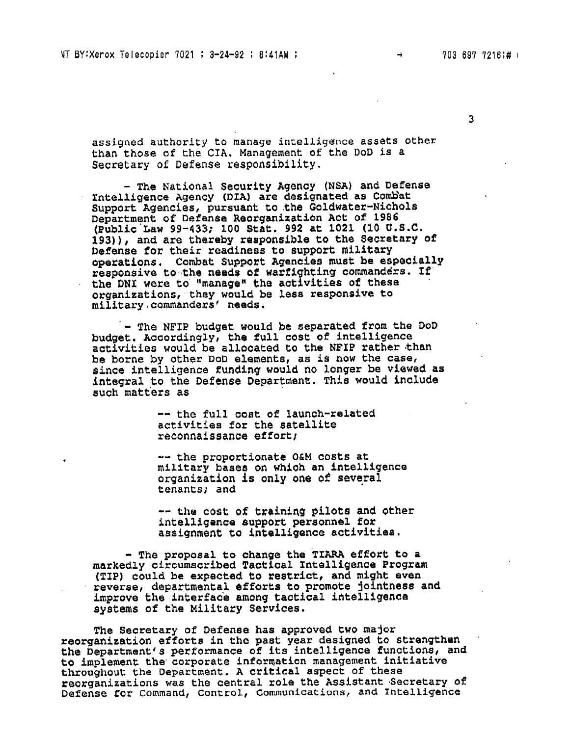assigned authority to manage intelligence assets other than those of the CIA. Management of the DoD is a Secretary of Defense responsibility.

- The National Security Agency (NSA) and Defense Intelligence Agency (DIA) are designated as Combat Support Agencies, pursuant to the Goldwater-Nichols Department of Defense Reorganization Act of 1986 (Public Law 99-433; 100 Stat. 992 at 1021 (10 U.S.C. 193)), and are thereby responsible to the Secretary of Defense for their readiness to support military operations. Combat Support Agencies must be especially responsive to the needs of warfighting commanders. If the DNI were to "manage" the activities of these organizations, they would be less responsive to military commanders' needs.

- The NFIP budget would be separated from the DoD budget. Accordingly, the full cost of intelligence activities would be allocated to the NFIP rather than be borne by other DoD elements, as is now the case, since intelligence funding would no longer be viewed as integral to the Defense Department. This would include such matters as

  -- the full cost of launch-related activities for the satellite reconnaissance effort;

  -- the proportionate O&M costs at military bases on which an intelligence organization is only one of several tenants; and

  -- the cost of training pilots and other intelligence support personnel for assignment to intelligence activities.

- The proposal to change the TIARA effort to a markedly circumscribed Tactical Intelligence Program (TIP) could be expected to restrict, and might even reverse, departmental efforts to promote jointness and improve the interface among tactical intelligence systems of the Military Services.

The Secretary of Defense has approved two major reorganization efforts in the past year designed to strengthen the Department's performance of its intelligence functions, and to implement the corporate information management initiative throughout the Department. A critical aspect of these reorganizations was the central role the Assistant Secretary of Defense for Command, Control, Communications, and Intelligence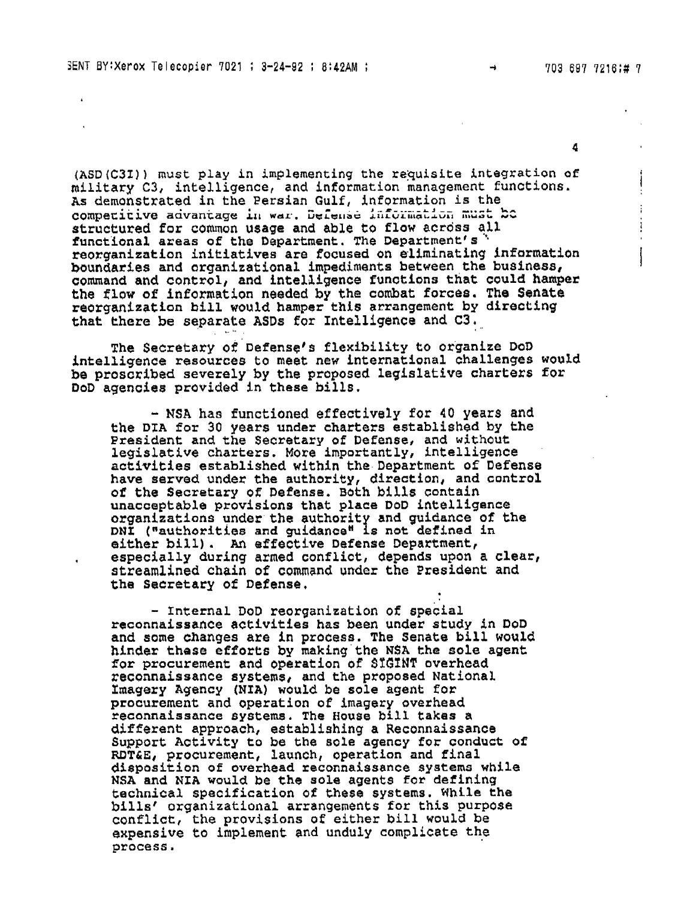(ASD(C3I)) must play in implementing the requisite integration of military C3, intelligence, and information management functions. As demonstrated in the Persian Gulf, information is the competitive advantage in war. Defense information must be structured for common usage and able to flow across all functional areas of the Department. The Department's reorganization initiatives are focused on eliminating information boundaries and organizational impediments between the business, command and control, and intelligence functions that could hamper the flow of information needed by the combat forces. The Senate reorganization bill would hamper this arrangement by directing that there be separate ASDs for Intelligence and C3.

The Secretary of Defense's flexibility to organize DoD intelligence resources to meet new international challenges would be proscribed severely by the proposed legislative charters for DoD agencies provided in these bills.

- NSA has functioned effectively for 40 years and the DIA for 30 years under charters established by the President and the Secretary of Defense, and without legislative charters. More importantly, intelligence activities established within the Department of Defense have served under the authority, direction, and control of the Secretary of Defense. Both bills contain unacceptable provisions that place DoD intelligence organizations under the authority and guidance of the DNI ("authorities and guidance" is not defined in either bill). An effective Defense Department, especially during armed conflict, depends upon a clear, streamlined chain of command under the President and the Secretary of Defense.

- Internal DoD reorganization of special reconnaissance activities has been under study in DoD and some changes are in process. The Senate bill would hinder these efforts by making the NSA the sole agent for procurement and operation of SIGINT overhead reconnaissance systems, and the proposed National Imagery Agency (NIA) would be sole agent for procurement and operation of imagery overhead reconnaissance systems. The House bill takes a different approach, establishing a Reconnaissance Support Activity to be the sole agency for conduct of RDT&E, procurement, launch, operation and final disposition of overhead reconnaissance systems while NSA and NIA would be the sole agents for defining technical specification of these systems. While the bills' organizational arrangements for this purpose conflict, the provisions of either bill would be expensive to implement and unduly complicate the process.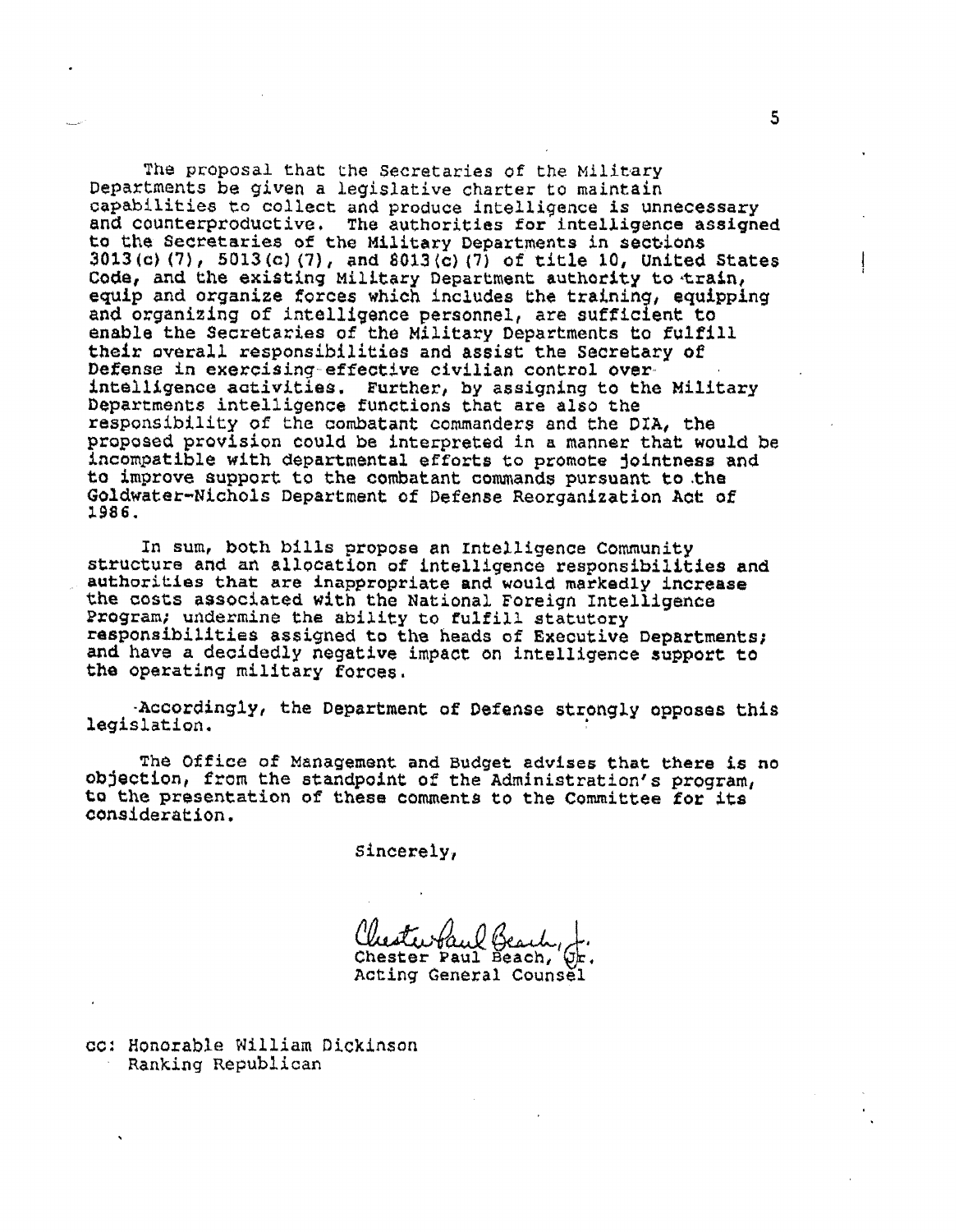The proposal that the Secretaries of the Military Departments be given a legislative charter to maintain capabilities to collect and produce intelligence is unnecessary and counterproductive. The authorities for intelligence assigned to the Secretaries of the Military Departments in sections 3013(c)(7), 5013(c)(7), and 8013(c)(7) of title 10, United States Code, and the existing Military Department authority to train, equip and organize forces which includes the training, equipping and organizing of intelligence personnel, are sufficient to enable the Secretaries of the Military Departments to fulfill their overall responsibilities and assist the Secretary of Defense in exercising effective civilian control over intelligence activities. Further, by assigning to the Military Departments intelligence functions that are also the responsibility of the combatant commanders and the DIA, the proposed provision could be interpreted in a manner that would be incompatible with departmental efforts to promote jointness and to improve support to the combatant commands pursuant to the Goldwater-Nichols Department of Defense Reorganization Act of 1986.

In sum, both bills propose an Intelligence Community structure and an allocation of intelligence responsibilities and authorities that are inappropriate and would markedly increase the costs associated with the National Foreign Intelligence Program; undermine the ability to fulfill statutory responsibilities assigned to the heads of Executive Departments; and have a decidedly negative impact on intelligence support to the operating military forces.

Accordingly, the Department of Defense strongly opposes this legislation.

The Office of Management and Budget advises that there is no objection, from the standpoint of the Administration's program, to the presentation of these comments to the Committee for its consideration.

Sincerely,

Chester Paul Beach, Jr.
Chester Paul Beach, Jr.
Acting General Counsel

cc: Honorable William Dickinson
Ranking Republican